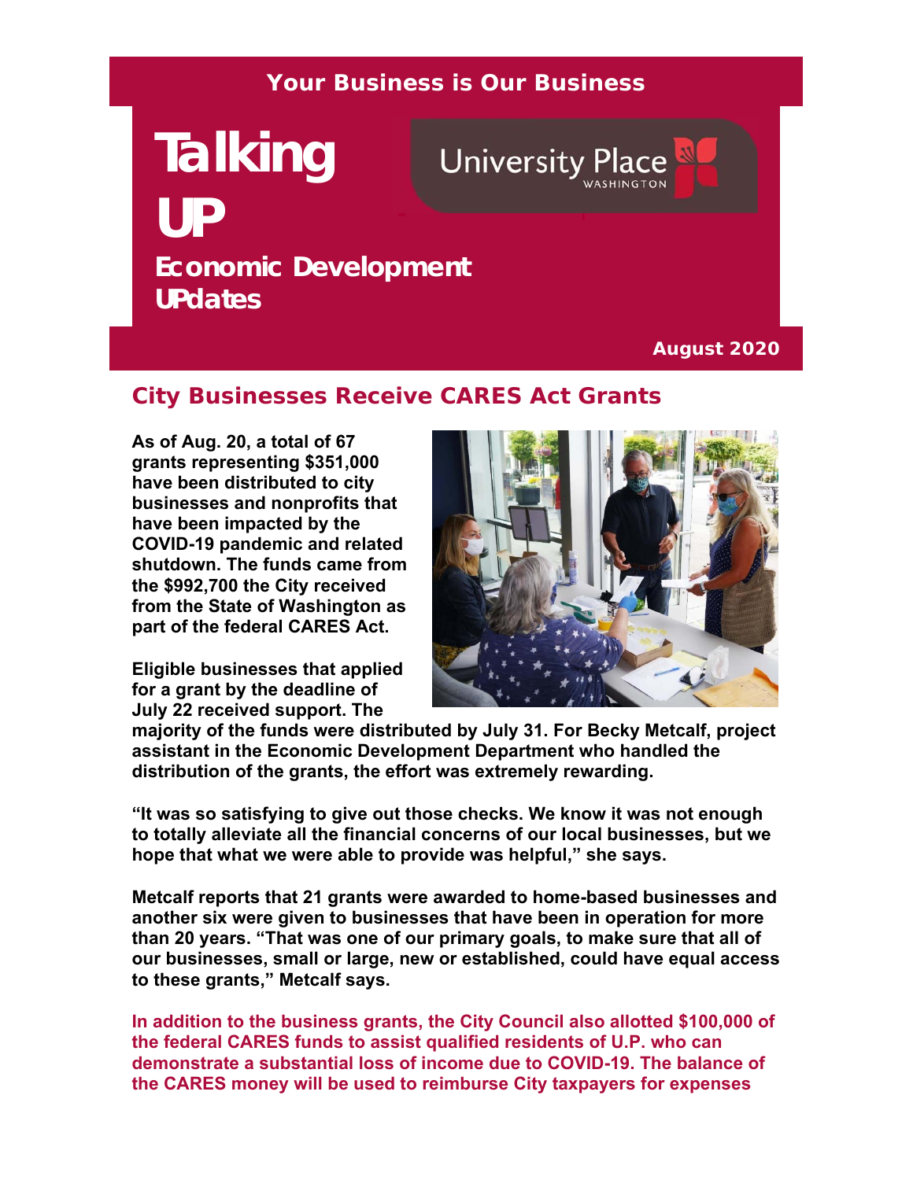**Your Business is Our Business**

# Talking UP

## Economic Development UPdates

University Place WASHINGTON

**August 2020**

## City Businesses Receive CARES Act Grants

**As of Aug. 20, a total of 67 grants representing $351,000 have been distributed to city businesses and nonprofits that have been impacted by the COVID-19 pandemic and related shutdown. The funds came from the $992,700 the City received from the State of Washington as part of the federal CARES Act.**

**Eligible businesses that applied for a grant by the deadline of July 22 received support. The majority of the funds were distributed by July 31. For Becky Metcalf, project assistant in the Economic Development Department who handled the distribution of the grants, the effort was extremely rewarding.**

**"It was so satisfying to give out those checks. We know it was not enough to totally alleviate all the financial concerns of our local businesses, but we hope that what we were able to provide was helpful," she says.**

**Metcalf reports that 21 grants were awarded to home-based businesses and another six were given to businesses that have been in operation for more than 20 years. "That was one of our primary goals, to make sure that all of our businesses, small or large, new or established, could have equal access to these grants," Metcalf says.**

**In addition to the business grants, the City Council also allotted $100,000 of the federal CARES funds to assist qualified residents of U.P. who can demonstrate a substantial loss of income due to COVID-19. The balance of the CARES money will be used to reimburse City taxpayers for expenses**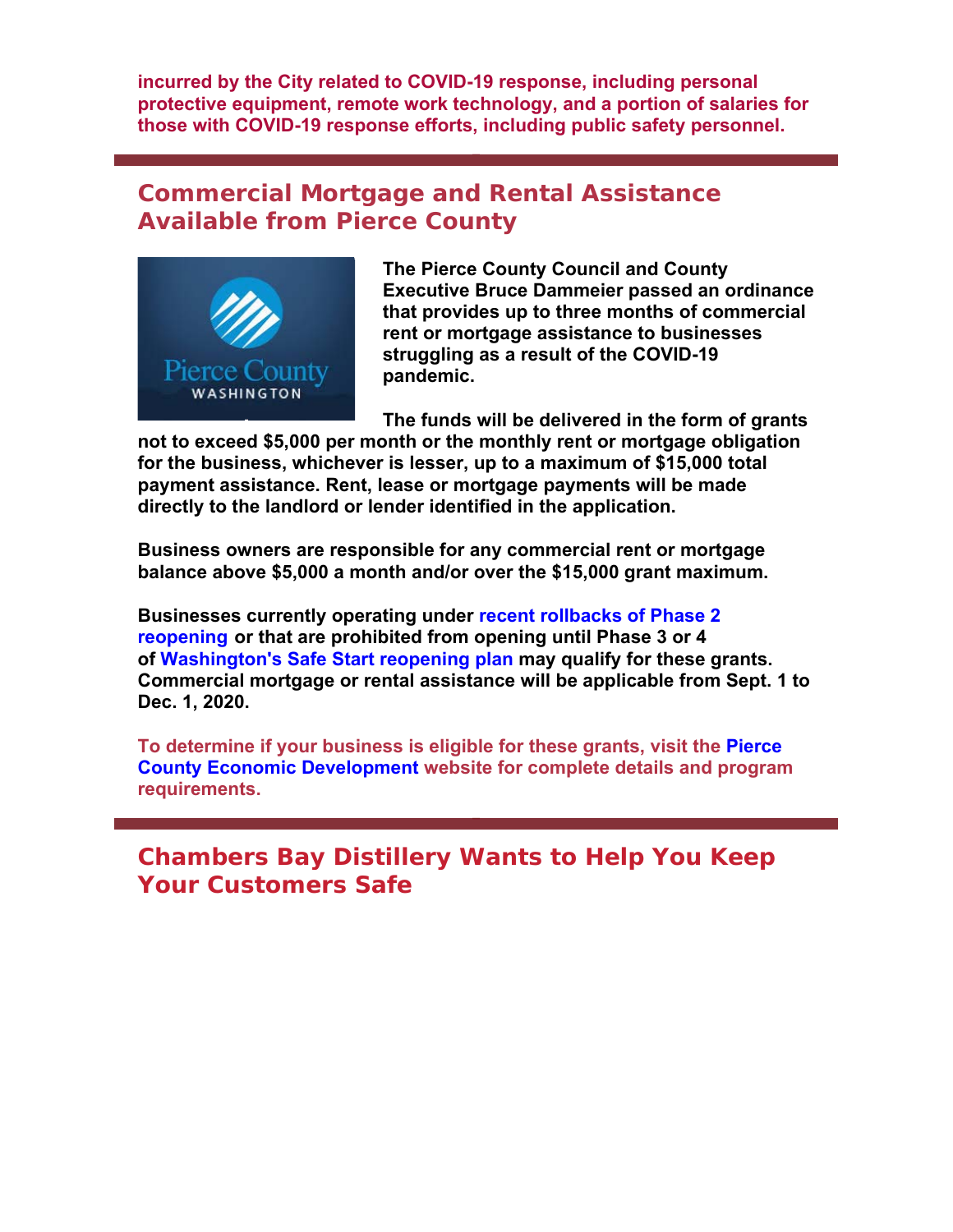**incurred by the City related to COVID-19 response, including personal protective equipment, remote work technology, and a portion of salaries for those with COVID-19 response efforts, including public safety personnel.**

## Commercial Mortgage and Rental Assistance Available from Pierce County

**The Pierce County Council and County Executive Bruce Dammeier passed an ordinance that provides up to three months of commercial rent or mortgage assistance to businesses struggling as a result of the COVID-19 pandemic.**

**The funds will be delivered in the form of grants not to exceed $5,000 per month or the monthly rent or mortgage obligation for the business, whichever is lesser, up to a maximum of $15,000 total payment assistance. Rent, lease or mortgage payments will be made directly to the landlord or lender identified in the application.**

**Business owners are responsible for any commercial rent or mortgage balance above $5,000 a month and/or over the $15,000 grant maximum.**

**Businesses currently operating under recent rollbacks of Phase 2 reopening or that are prohibited from opening until Phase 3 or 4 of Washington's Safe Start reopening plan may qualify for these grants. Commercial mortgage or rental assistance will be applicable from Sept. 1 to Dec. 1, 2020.**

**To determine if your business is eligible for these grants, visit the Pierce County Economic Development website for complete details and program requirements.**

## Chambers Bay Distillery Wants to Help You Keep Your Customers Safe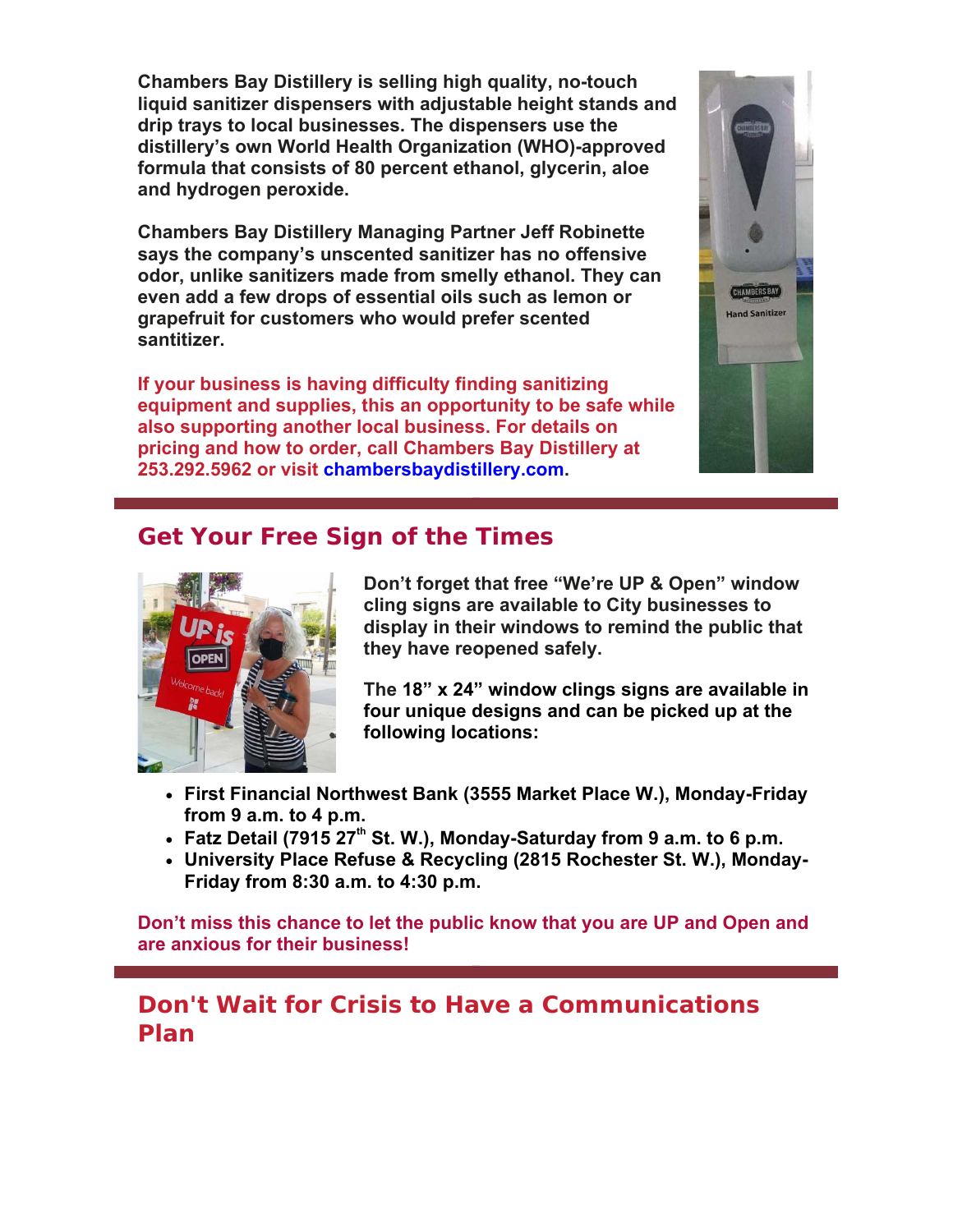**Chambers Bay Distillery is selling high quality, no-touch liquid sanitizer dispensers with adjustable height stands and drip trays to local businesses. The dispensers use the distillery's own World Health Organization (WHO)-approved formula that consists of 80 percent ethanol, glycerin, aloe and hydrogen peroxide.**

**Chambers Bay Distillery Managing Partner Jeff Robinette says the company's unscented sanitizer has no offensive odor, unlike sanitizers made from smelly ethanol. They can even add a few drops of essential oils such as lemon or grapefruit for customers who would prefer scented santitizer.**

**If your business is having difficulty finding sanitizing equipment and supplies, this an opportunity to be safe while also supporting another local business. For details on pricing and how to order, call Chambers Bay Distillery at 253.292.5962 or visit chambersbaydistillery.com.**

## Get Your Free Sign of the Times

**Don't forget that free "We're UP & Open" window cling signs are available to City businesses to display in their windows to remind the public that they have reopened safely.**

**The 18" x 24" window clings signs are available in four unique designs and can be picked up at the following locations:**

- **First Financial Northwest Bank (3555 Market Place W.), Monday-Friday from 9 a.m. to 4 p.m.**
- **Fatz Detail (7915 27th St. W.), Monday-Saturday from 9 a.m. to 6 p.m.**
- **University Place Refuse & Recycling (2815 Rochester St. W.), Monday-Friday from 8:30 a.m. to 4:30 p.m.**

**Don't miss this chance to let the public know that you are UP and Open and are anxious for their business!**

## Don't Wait for Crisis to Have a Communications Plan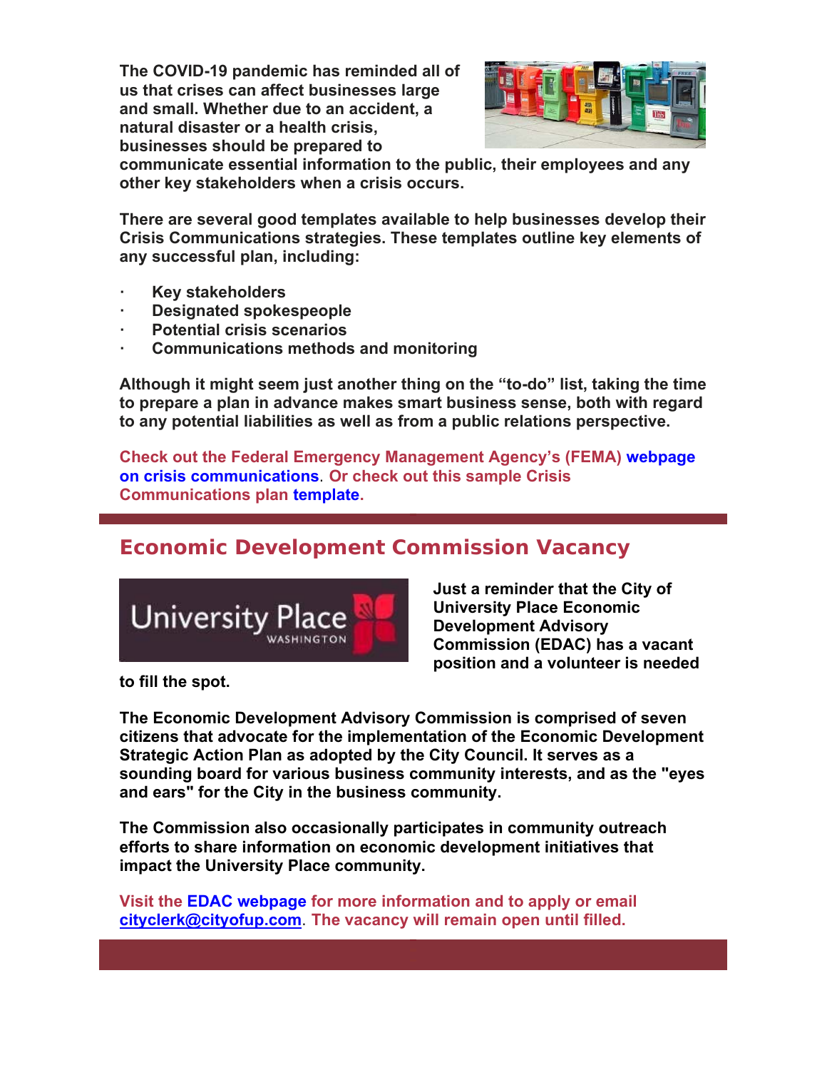**The COVID-19 pandemic has reminded all of us that crises can affect businesses large and small. Whether due to an accident, a natural disaster or a health crisis, businesses should be prepared to communicate essential information to the public, their employees and any other key stakeholders when a crisis occurs.**

**There are several good templates available to help businesses develop their Crisis Communications strategies. These templates outline key elements of any successful plan, including:**

- **Key stakeholders**
- **Designated spokespeople**
- **Potential crisis scenarios**
- **Communications methods and monitoring**

**Although it might seem just another thing on the "to-do" list, taking the time to prepare a plan in advance makes smart business sense, both with regard to any potential liabilities as well as from a public relations perspective.**

**Check out the Federal Emergency Management Agency's (FEMA) webpage on crisis communications. Or check out this sample Crisis Communications plan template.**

## Economic Development Commission Vacancy

**Just a reminder that the City of University Place Economic Development Advisory Commission (EDAC) has a vacant position and a volunteer is needed to fill the spot.**

**The Economic Development Advisory Commission is comprised of seven citizens that advocate for the implementation of the Economic Development Strategic Action Plan as adopted by the City Council. It serves as a sounding board for various business community interests, and as the "eyes and ears" for the City in the business community.**

**The Commission also occasionally participates in community outreach efforts to share information on economic development initiatives that impact the University Place community.**

**Visit the EDAC webpage for more information and to apply or email cityclerk@cityofup.com. The vacancy will remain open until filled.**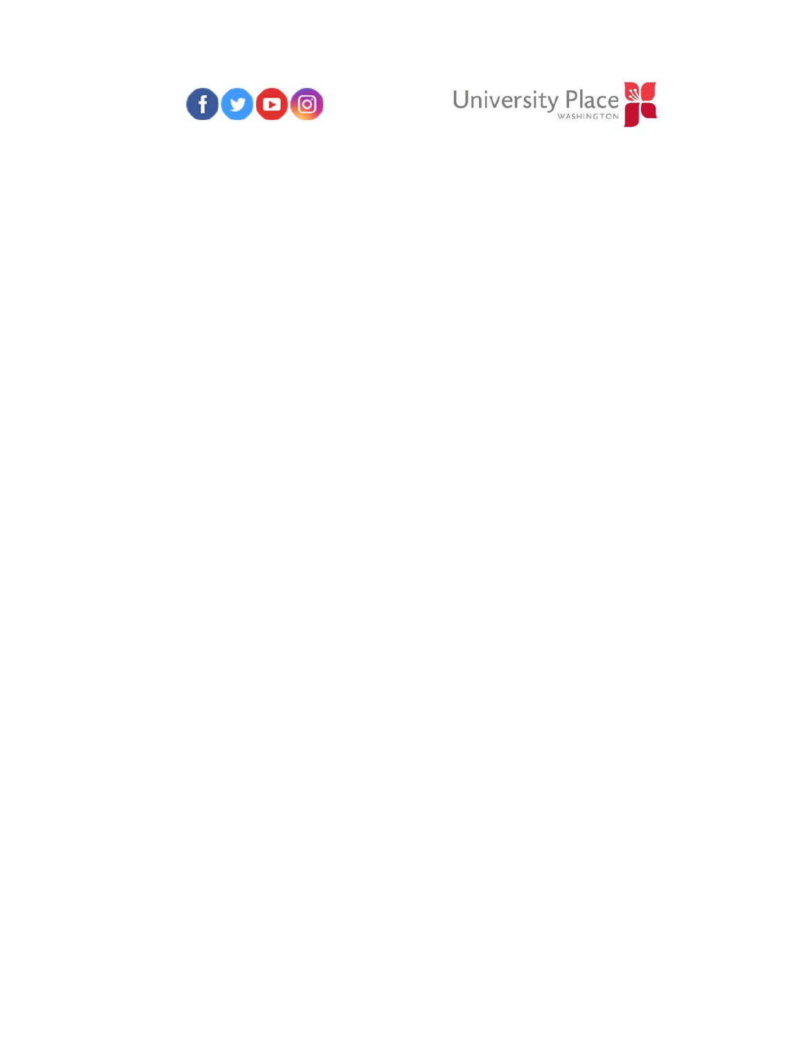University Place
WASHINGTON